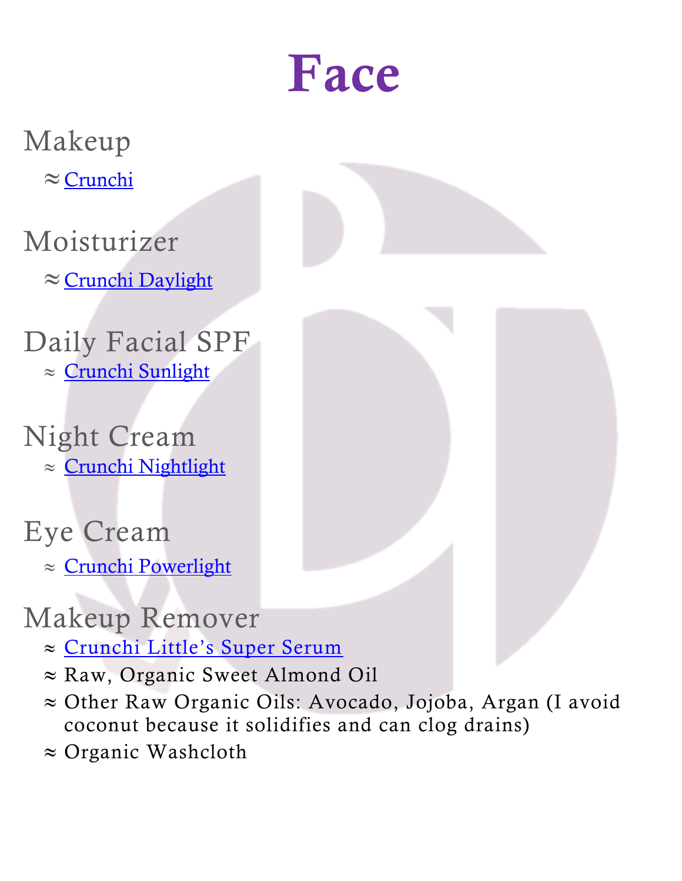# Face

## Makeup

≈ Crunchi

## Moisturizer

≈ Crunchi Daylight

## Daily Facial SPF

≈ Crunchi Sunlight

## Night Cream

≈ Crunchi Nightlight

## Eye Cream

≈ Crunchi Powerlight

## Makeup Remover

≈ Crunchi Little's Super Serum
≈ Raw, Organic Sweet Almond Oil
≈ Other Raw Organic Oils: Avocado, Jojoba, Argan (I avoid coconut because it solidifies and can clog drains)
≈ Organic Washcloth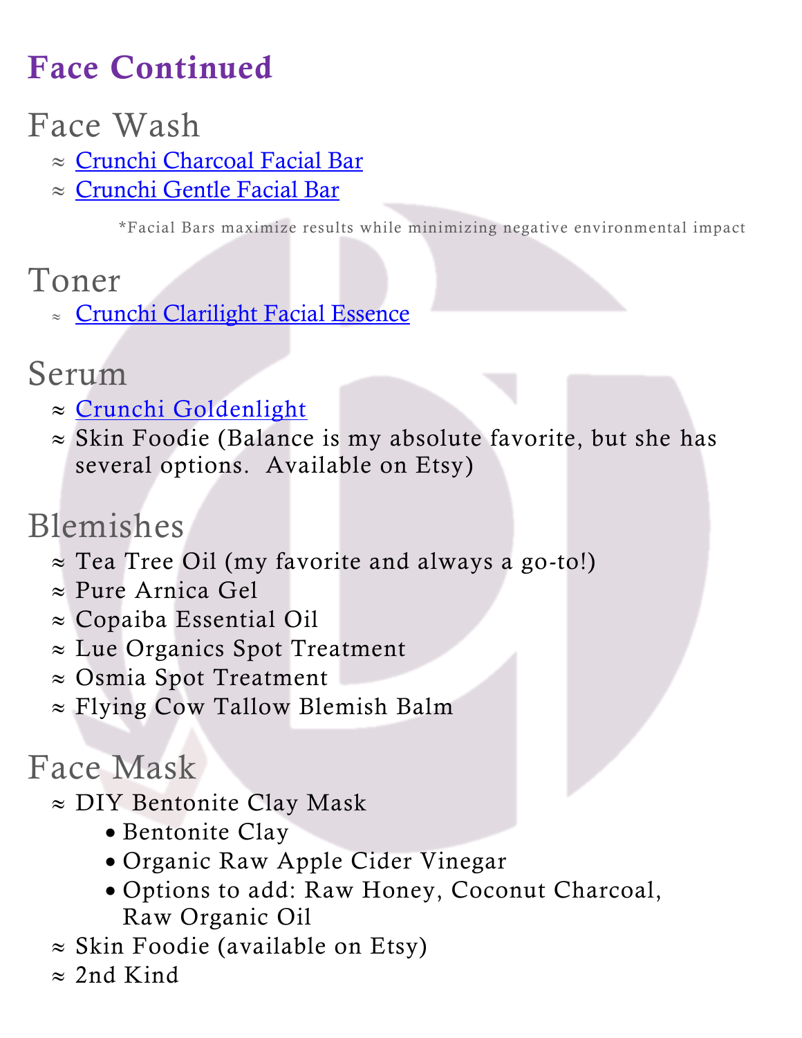# Face Continued

## Face Wash

≈ Crunchi Charcoal Facial Bar
≈ Crunchi Gentle Facial Bar

*Facial Bars maximize results while minimizing negative environmental impact

## Toner

≈ Crunchi Clarilight Facial Essence

## Serum

≈ Crunchi Goldenlight
≈ Skin Foodie (Balance is my absolute favorite, but she has several options. Available on Etsy)

## Blemishes

≈ Tea Tree Oil (my favorite and always a go-to!)
≈ Pure Arnica Gel
≈ Copaiba Essential Oil
≈ Lue Organics Spot Treatment
≈ Osmia Spot Treatment
≈ Flying Cow Tallow Blemish Balm

## Face Mask

≈ DIY Bentonite Clay Mask
- Bentonite Clay
- Organic Raw Apple Cider Vinegar
- Options to add: Raw Honey, Coconut Charcoal, Raw Organic Oil

≈ Skin Foodie (available on Etsy)
≈ 2nd Kind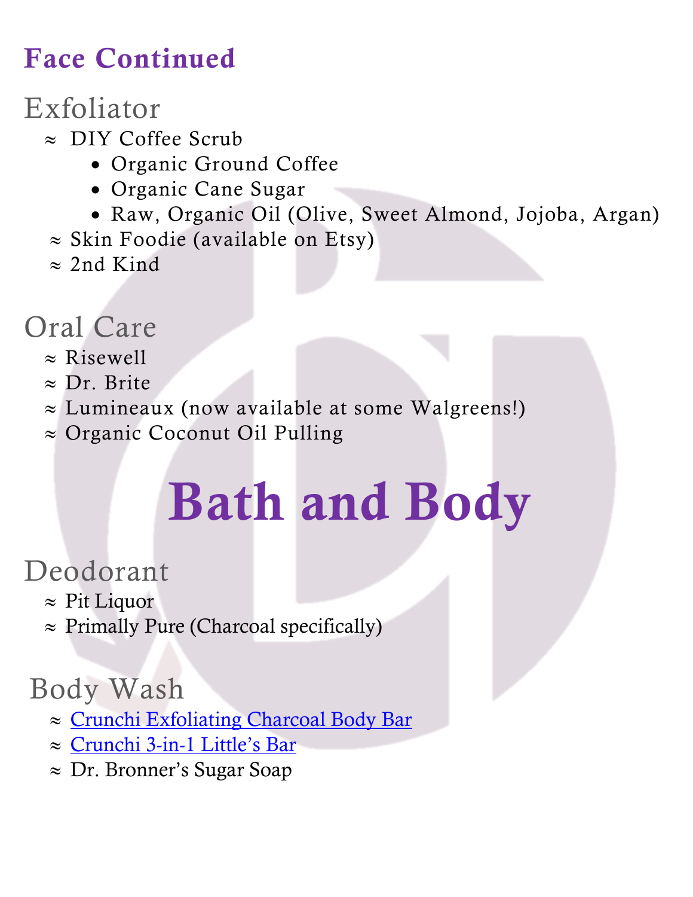## Face Continued

### Exfoliator

≈ DIY Coffee Scrub
- Organic Ground Coffee
- Organic Cane Sugar
- Raw, Organic Oil (Olive, Sweet Almond, Jojoba, Argan)

≈ Skin Foodie (available on Etsy)

≈ 2nd Kind

### Oral Care

≈ Risewell

≈ Dr. Brite

≈ Lumineaux (now available at some Walgreens!)

≈ Organic Coconut Oil Pulling

# Bath and Body

### Deodorant

≈ Pit Liquor

≈ Primally Pure (Charcoal specifically)

### Body Wash

≈ Crunchi Exfoliating Charcoal Body Bar

≈ Crunchi 3-in-1 Little's Bar

≈ Dr. Bronner's Sugar Soap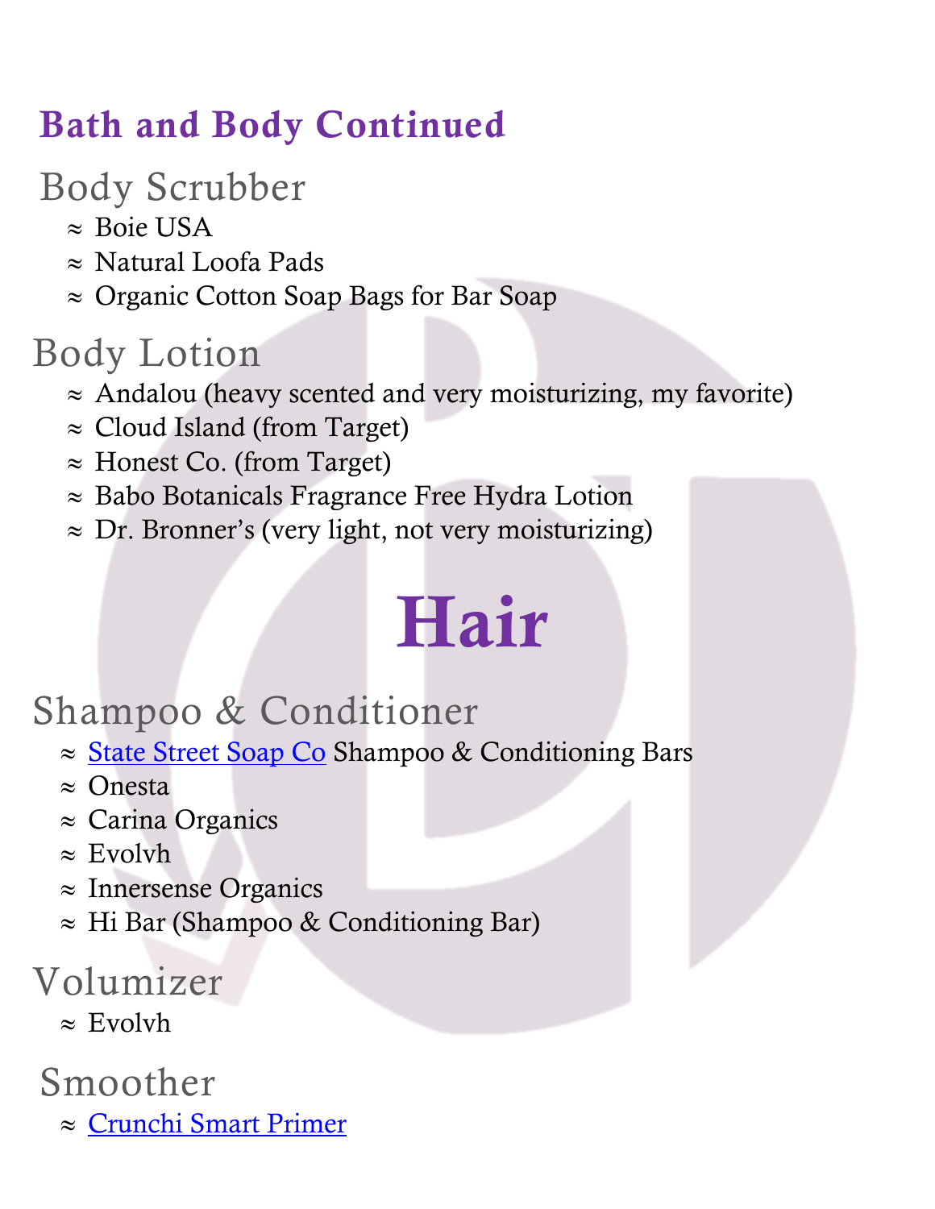## Bath and Body Continued

### Body Scrubber

- Boie USA
- Natural Loofa Pads
- Organic Cotton Soap Bags for Bar Soap

### Body Lotion

- Andalou (heavy scented and very moisturizing, my favorite)
- Cloud Island (from Target)
- Honest Co. (from Target)
- Babo Botanicals Fragrance Free Hydra Lotion
- Dr. Bronner's (very light, not very moisturizing)

# Hair

### Shampoo & Conditioner

- State Street Soap Co Shampoo & Conditioning Bars
- Onesta
- Carina Organics
- Evolvh
- Innersense Organics
- Hi Bar (Shampoo & Conditioning Bar)

### Volumizer

- Evolvh

### Smoother

- Crunchi Smart Primer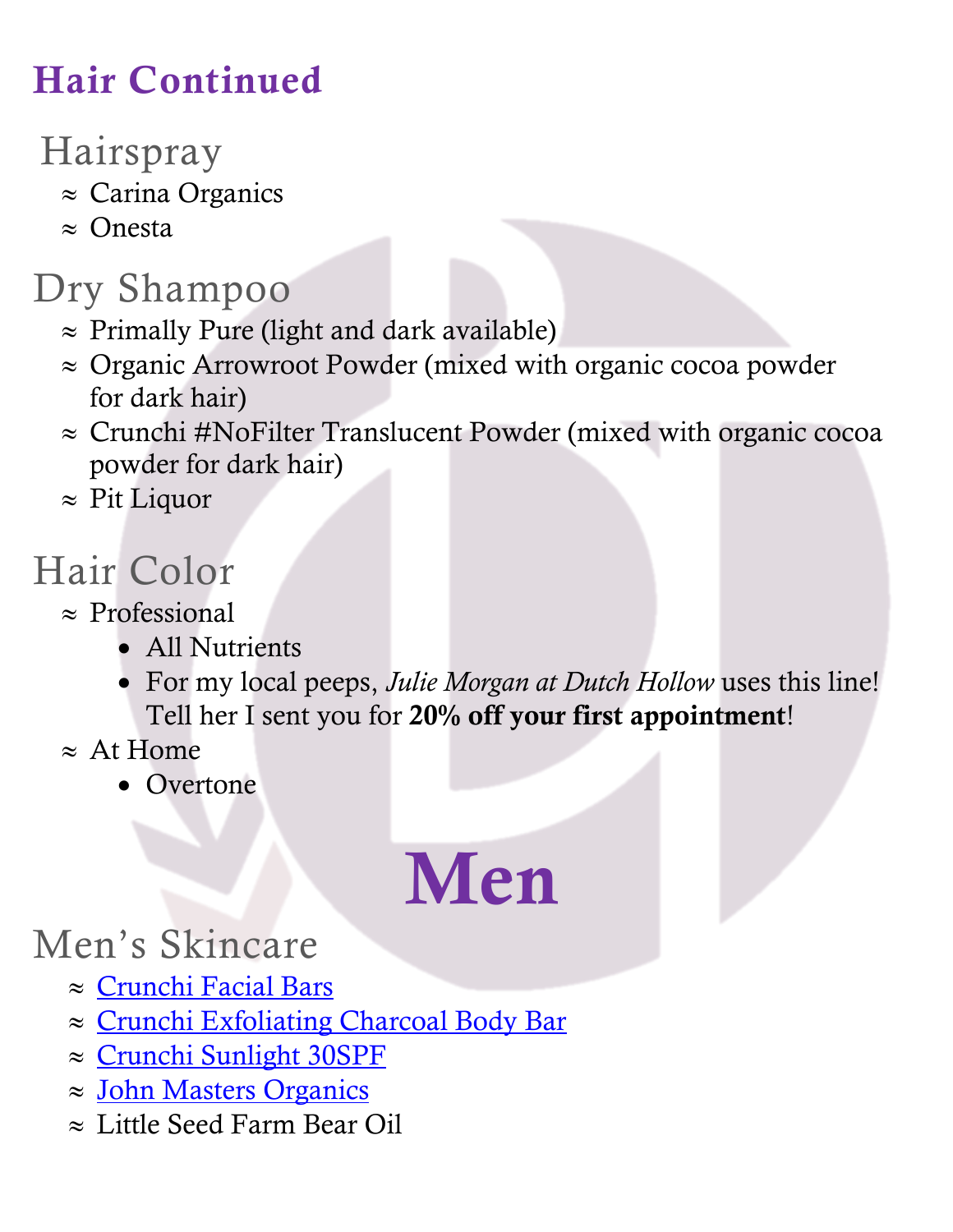# Hair Continued

## Hairspray

- ≈ Carina Organics
- ≈ Onesta

## Dry Shampoo

- ≈ Primally Pure (light and dark available)
- ≈ Organic Arrowroot Powder (mixed with organic cocoa powder for dark hair)
- ≈ Crunchi #NoFilter Translucent Powder (mixed with organic cocoa powder for dark hair)
- ≈ Pit Liquor

## Hair Color

- ≈ Professional
  - All Nutrients
  - For my local peeps, *Julie Morgan at Dutch Hollow* uses this line! Tell her I sent you for **20% off your first appointment**!
- ≈ At Home
  - Overtone

# Men

## Men's Skincare

- ≈ Crunchi Facial Bars
- ≈ Crunchi Exfoliating Charcoal Body Bar
- ≈ Crunchi Sunlight 30SPF
- ≈ John Masters Organics
- ≈ Little Seed Farm Bear Oil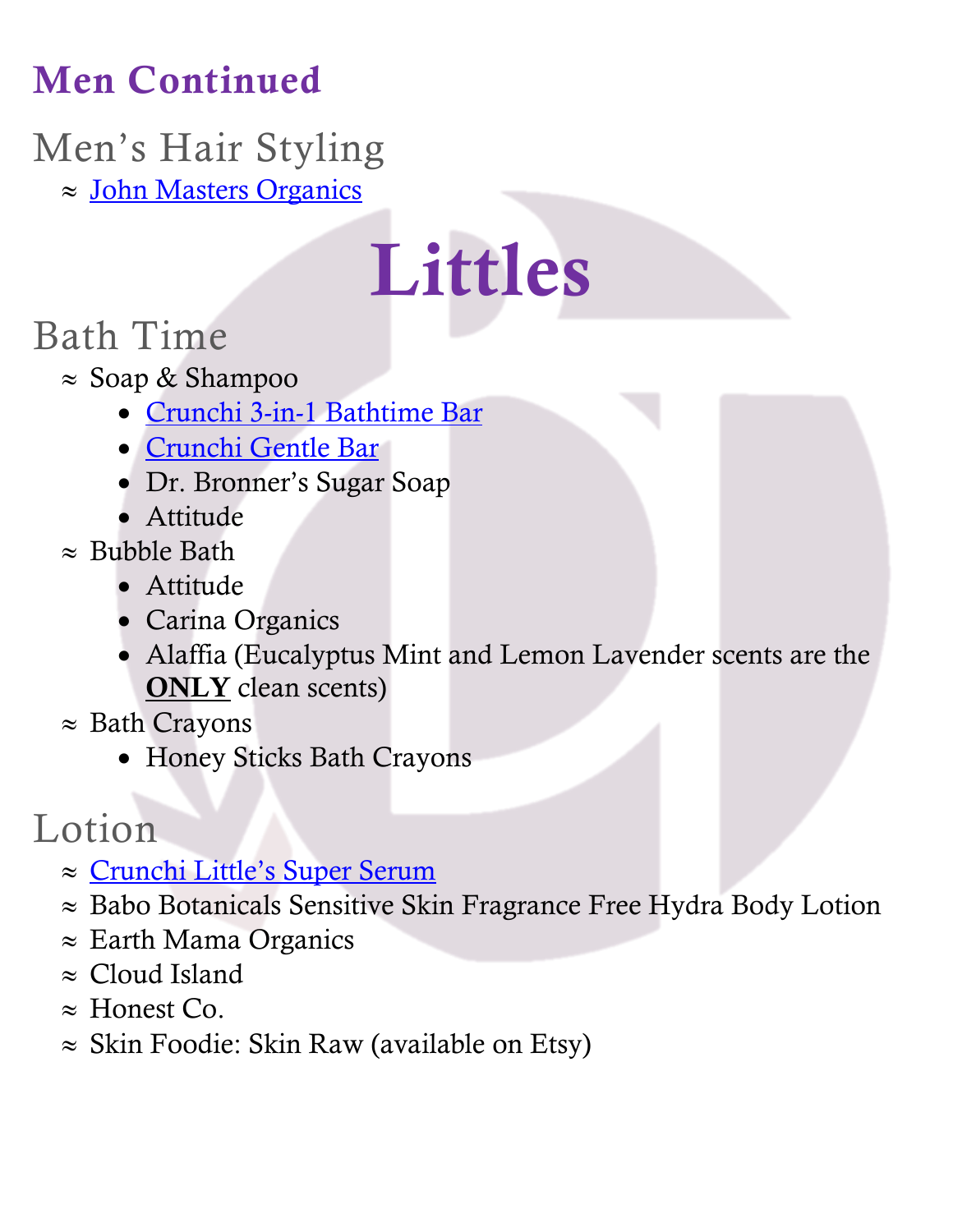## Men Continued

### Men's Hair Styling

≈ John Masters Organics

# Littles

### Bath Time

≈ Soap & Shampoo
- Crunchi 3-in-1 Bathtime Bar
- Crunchi Gentle Bar
- Dr. Bronner's Sugar Soap
- Attitude

≈ Bubble Bath
- Attitude
- Carina Organics
- Alaffia (Eucalyptus Mint and Lemon Lavender scents are the **ONLY** clean scents)

≈ Bath Crayons
- Honey Sticks Bath Crayons

### Lotion

≈ Crunchi Little's Super Serum

≈ Babo Botanicals Sensitive Skin Fragrance Free Hydra Body Lotion

≈ Earth Mama Organics

≈ Cloud Island

≈ Honest Co.

≈ Skin Foodie: Skin Raw (available on Etsy)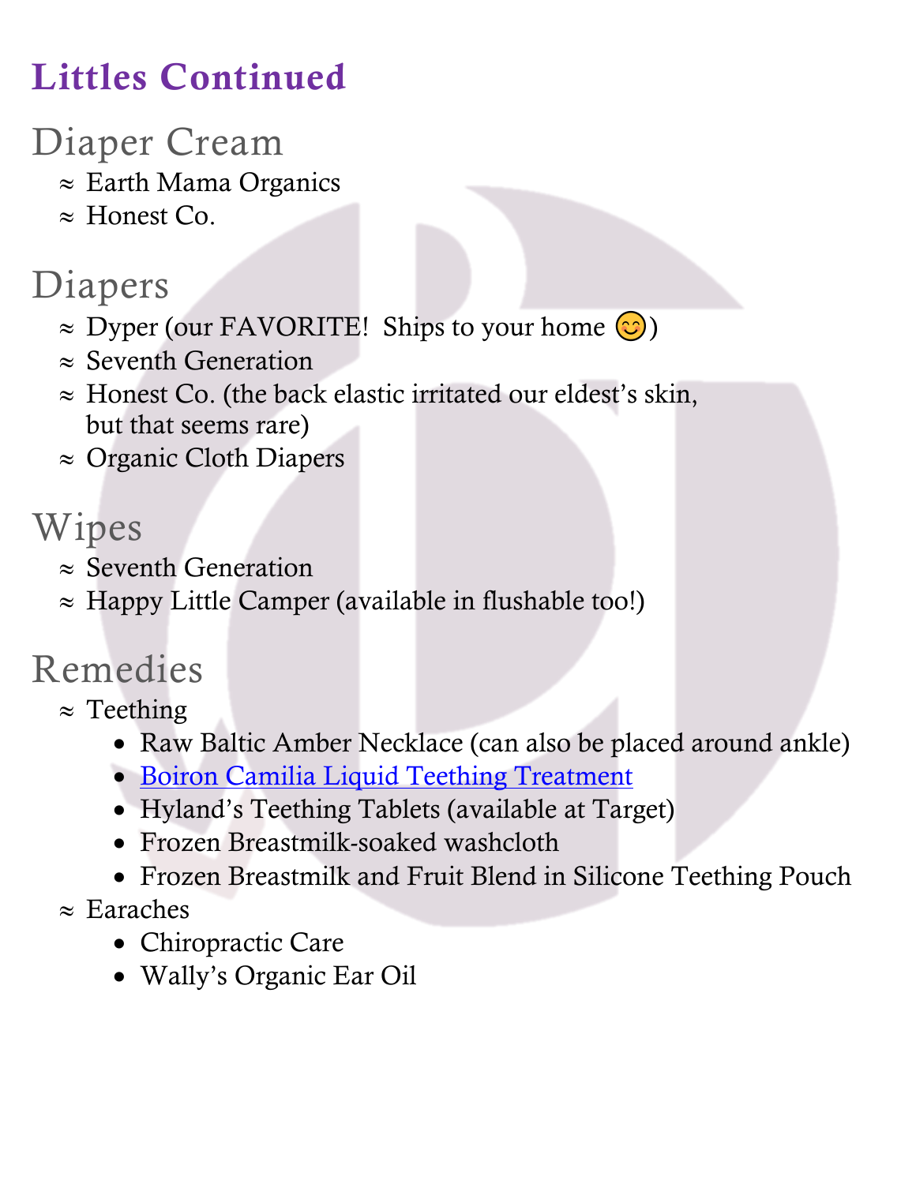# Littles Continued

## Diaper Cream

≈ Earth Mama Organics
≈ Honest Co.

## Diapers

≈ Dyper (our FAVORITE!  Ships to your home 😊)
≈ Seventh Generation
≈ Honest Co. (the back elastic irritated our eldest's skin, but that seems rare)
≈ Organic Cloth Diapers

## Wipes

≈ Seventh Generation
≈ Happy Little Camper (available in flushable too!)

## Remedies

≈ Teething
- Raw Baltic Amber Necklace (can also be placed around ankle)
- Boiron Camilia Liquid Teething Treatment
- Hyland's Teething Tablets (available at Target)
- Frozen Breastmilk-soaked washcloth
- Frozen Breastmilk and Fruit Blend in Silicone Teething Pouch

≈ Earaches
- Chiropractic Care
- Wally's Organic Ear Oil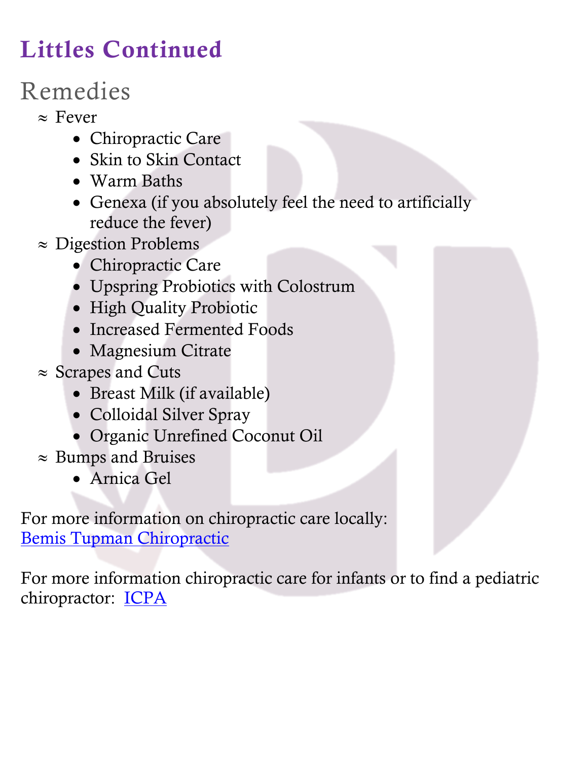# Littles Continued

## Remedies

≈ Fever
- Chiropractic Care
- Skin to Skin Contact
- Warm Baths
- Genexa (if you absolutely feel the need to artificially reduce the fever)

≈ Digestion Problems
- Chiropractic Care
- Upspring Probiotics with Colostrum
- High Quality Probiotic
- Increased Fermented Foods
- Magnesium Citrate

≈ Scrapes and Cuts
- Breast Milk (if available)
- Colloidal Silver Spray
- Organic Unrefined Coconut Oil

≈ Bumps and Bruises
- Arnica Gel

For more information on chiropractic care locally:
Bemis Tupman Chiropractic

For more information chiropractic care for infants or to find a pediatric chiropractor: ICPA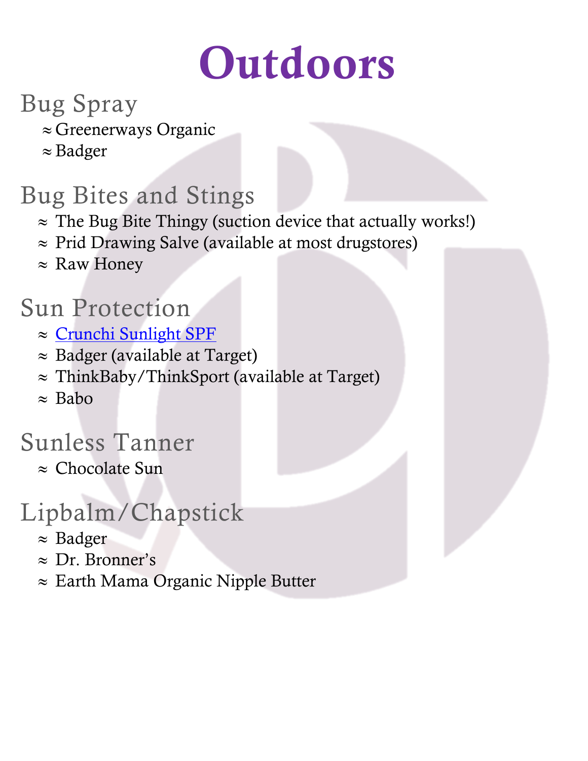# Outdoors

## Bug Spray

- Greenerways Organic
- Badger

## Bug Bites and Stings

- The Bug Bite Thingy (suction device that actually works!)
- Prid Drawing Salve (available at most drugstores)
- Raw Honey

## Sun Protection

- Crunchi Sunlight SPF
- Badger (available at Target)
- ThinkBaby/ThinkSport (available at Target)
- Babo

## Sunless Tanner

- Chocolate Sun

## Lipbalm/Chapstick

- Badger
- Dr. Bronner's
- Earth Mama Organic Nipple Butter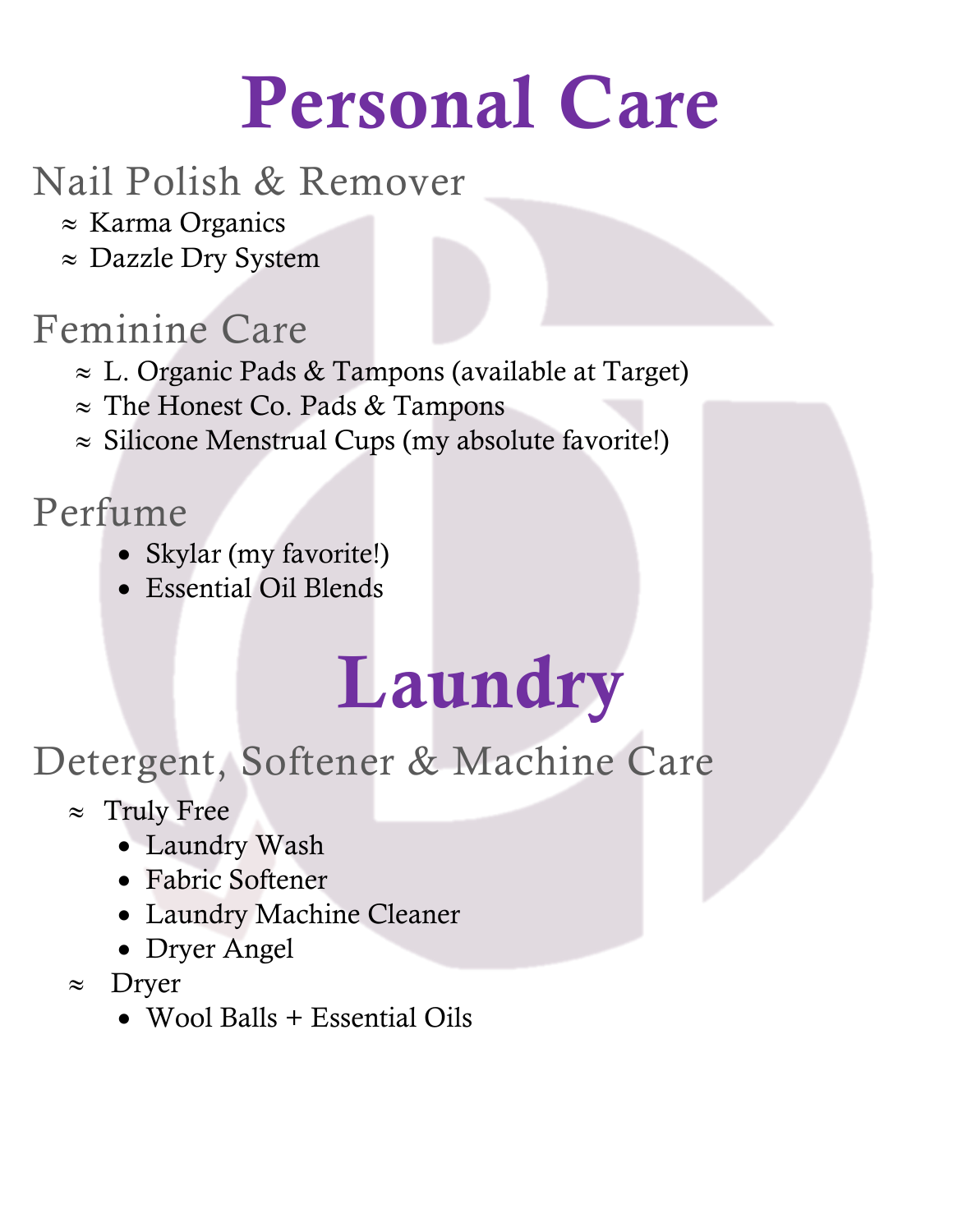# Personal Care

## Nail Polish & Remover

- ≈ Karma Organics
- ≈ Dazzle Dry System

## Feminine Care

- ≈ L. Organic Pads & Tampons (available at Target)
- ≈ The Honest Co. Pads & Tampons
- ≈ Silicone Menstrual Cups (my absolute favorite!)

## Perfume

- Skylar (my favorite!)
- Essential Oil Blends

# Laundry

## Detergent, Softener & Machine Care

- ≈ Truly Free
  - Laundry Wash
  - Fabric Softener
  - Laundry Machine Cleaner
  - Dryer Angel
- ≈ Dryer
  - Wool Balls + Essential Oils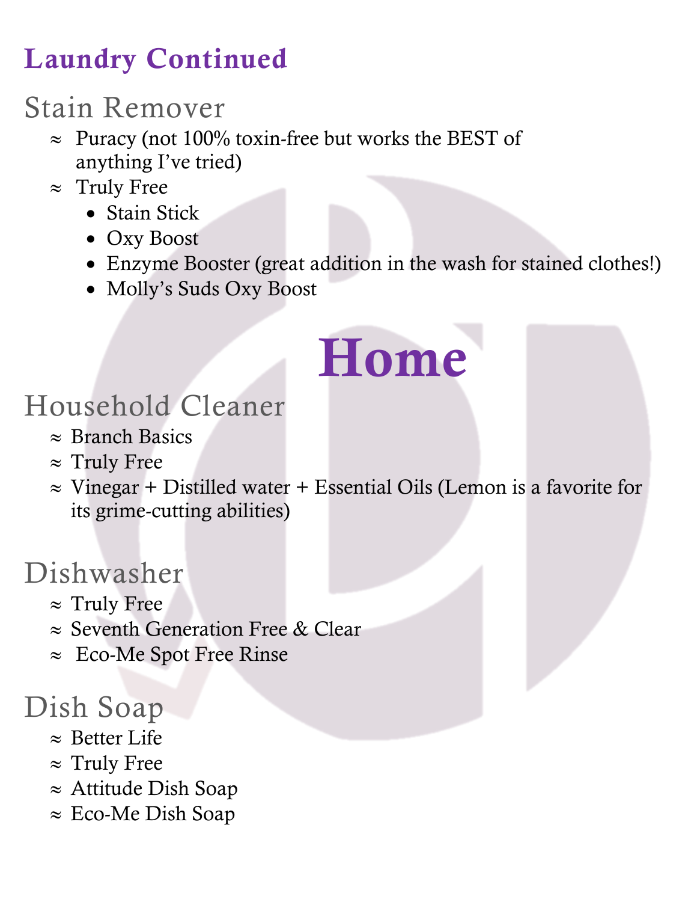## Laundry Continued

### Stain Remover

- Puracy (not 100% toxin-free but works the BEST of anything I've tried)
- Truly Free
  - Stain Stick
  - Oxy Boost
  - Enzyme Booster (great addition in the wash for stained clothes!)
  - Molly's Suds Oxy Boost

# Home

### Household Cleaner

- Branch Basics
- Truly Free
- Vinegar + Distilled water + Essential Oils (Lemon is a favorite for its grime-cutting abilities)

### Dishwasher

- Truly Free
- Seventh Generation Free & Clear
- Eco-Me Spot Free Rinse

### Dish Soap

- Better Life
- Truly Free
- Attitude Dish Soap
- Eco-Me Dish Soap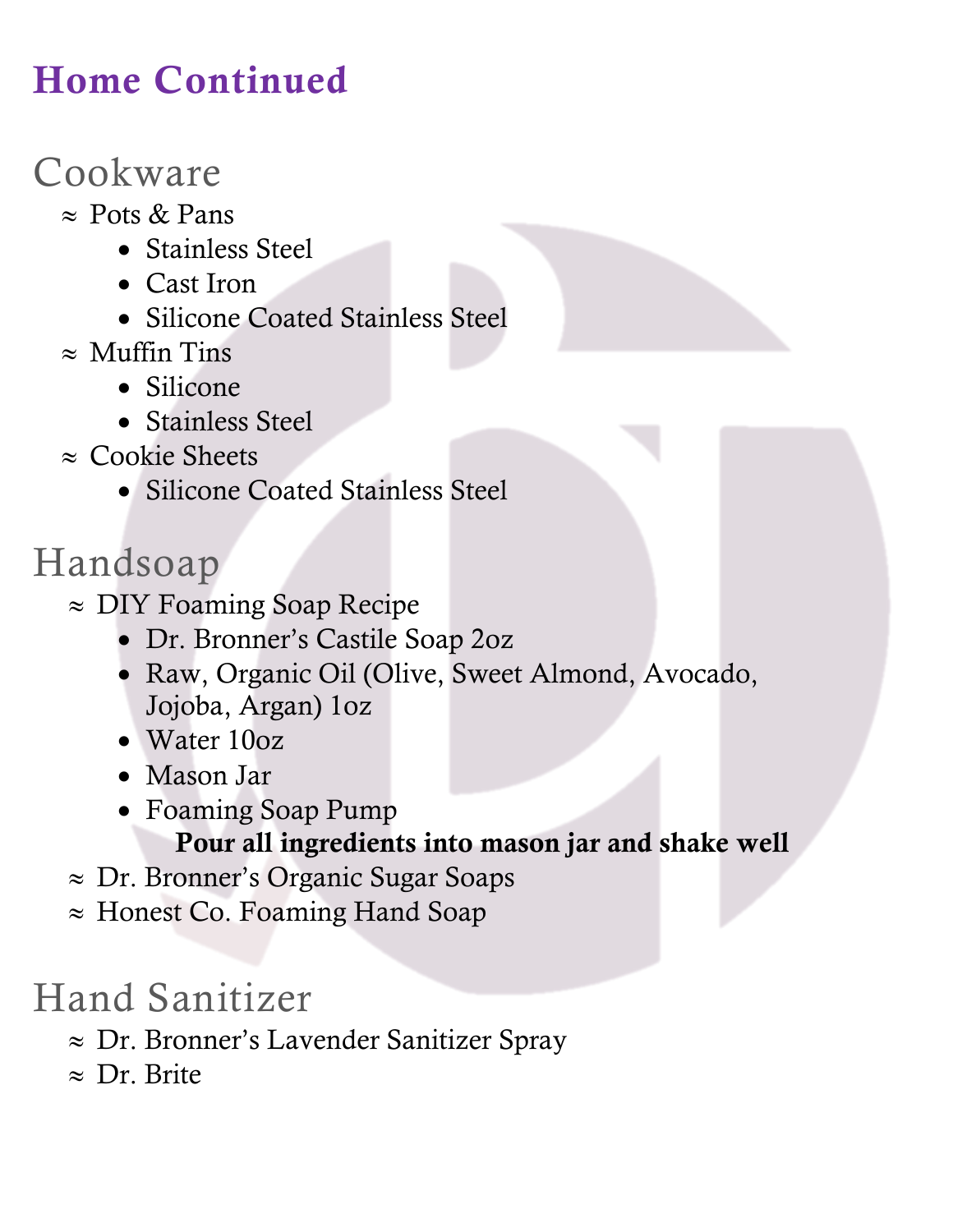# Home Continued

## Cookware

≈ Pots & Pans
- Stainless Steel
- Cast Iron
- Silicone Coated Stainless Steel

≈ Muffin Tins
- Silicone
- Stainless Steel

≈ Cookie Sheets
- Silicone Coated Stainless Steel

## Handsoap

≈ DIY Foaming Soap Recipe
- Dr. Bronner's Castile Soap 2oz
- Raw, Organic Oil (Olive, Sweet Almond, Avocado, Jojoba, Argan) 1oz
- Water 10oz
- Mason Jar
- Foaming Soap Pump

**Pour all ingredients into mason jar and shake well**

≈ Dr. Bronner's Organic Sugar Soaps

≈ Honest Co. Foaming Hand Soap

## Hand Sanitizer

≈ Dr. Bronner's Lavender Sanitizer Spray

≈ Dr. Brite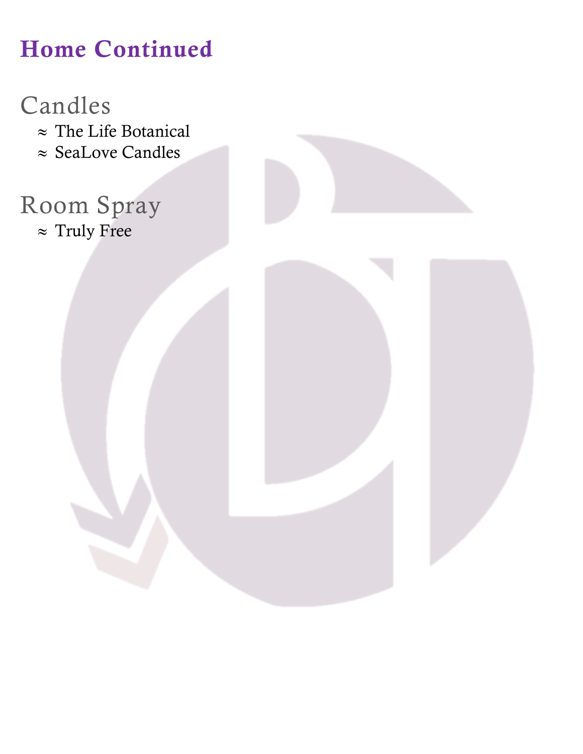# Home Continued

## Candles

- The Life Botanical
- SeaLove Candles

## Room Spray

- Truly Free